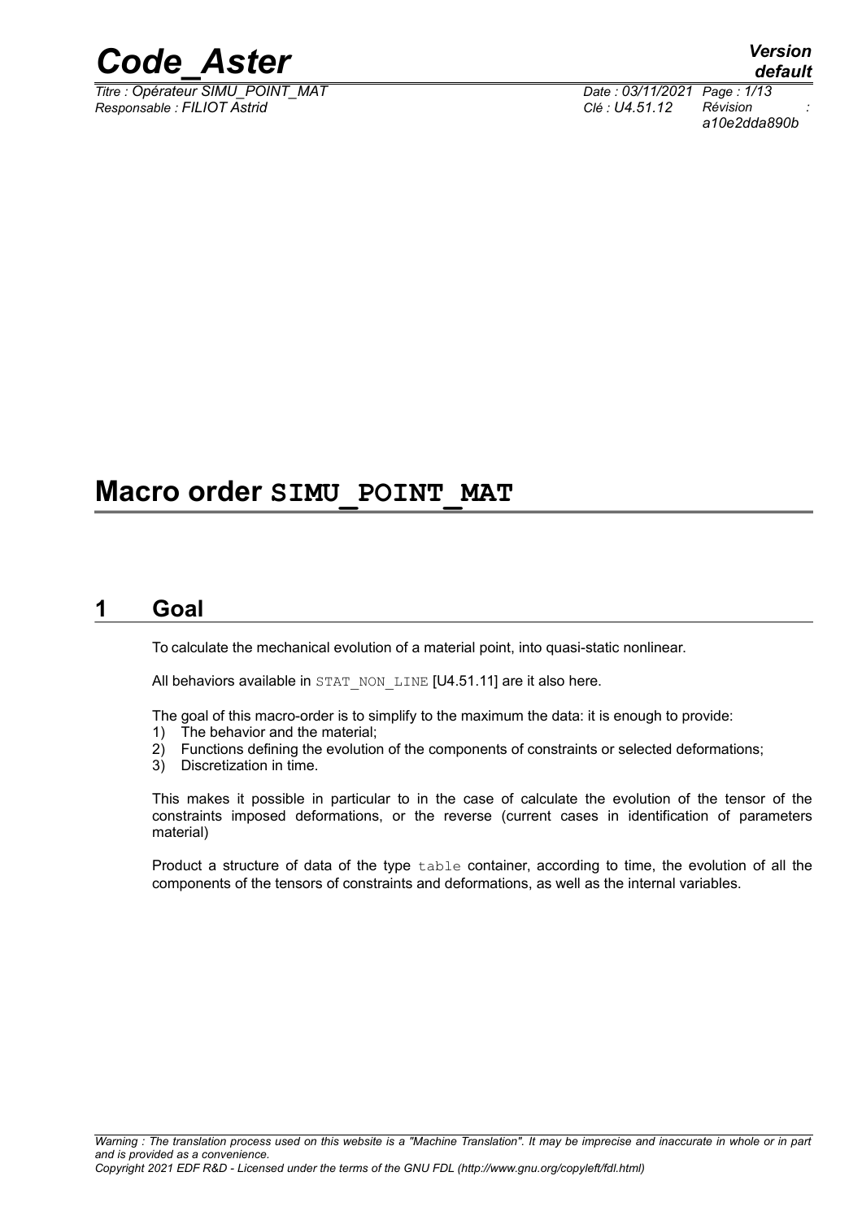# Macro order SIMU_POINT_MAT

## 1 Goal

To calculate the mechanical evolution of a material point, into quasi-static nonlinear.

All behaviors available in STAT_NON_LINE [U4.51.11] are it also here.

The goal of this macro-order is to simplify to the maximum the data: it is enough to provide:

1) The behavior and the material;
2) Functions defining the evolution of the components of constraints or selected deformations;
3) Discretization in time.

This makes it possible in particular to in the case of calculate the evolution of the tensor of the constraints imposed deformations, or the reverse (current cases in identification of parameters material)

Product a structure of data of the type table container, according to time, the evolution of all the components of the tensors of constraints and deformations, as well as the internal variables.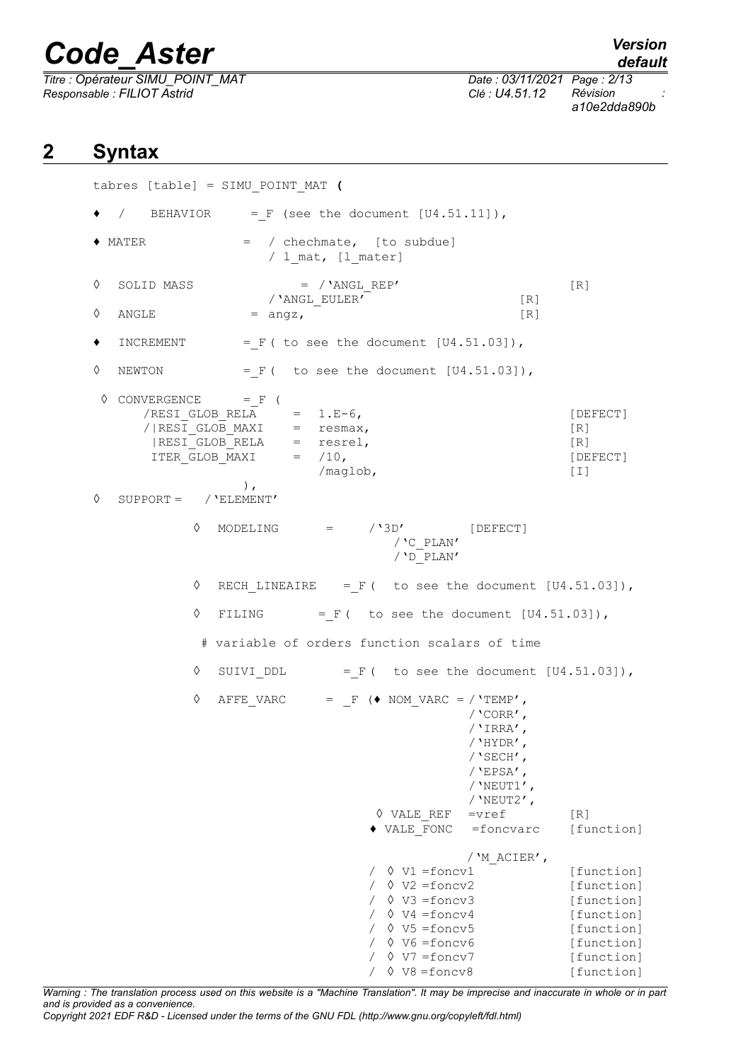## 2 Syntax

```
tabres [table] = SIMU_POINT_MAT (

♦  /   BEHAVIOR      = _F (see the document [U4.51.11]),

♦ MATER             =  / chechmate,  [to subdue]
                       / l_mat, [l_mater]

◊  SOLID MASS               = /'ANGL_REP'                          [R]
                          /'ANGL_EULER'                    [R]
◊  ANGLE            = angz,                                [R]

♦  INCREMENT        = _F ( to see the document [U4.51.03]),

◊  NEWTON           = _F (  to see the document [U4.51.03]),

 ◊ CONVERGENCE      = _F (
     /RESI_GLOB_RELA     =  1.E-6,                                [DEFECT]
     /|RESI_GLOB_MAXI    =  resmax,                               [R]
      |RESI_GLOB_RELA    =  resrel,                               [R]
      ITER_GLOB_MAXI     =  /10,                                  [DEFECT]
                            /maglob,                              [I]
                  ),
◊  SUPPORT =   /'ELEMENT'

          ◊  MODELING      =     /'3D'         [DEFECT]
                                  /'C_PLAN'
                                  /'D_PLAN'

          ◊  RECH_LINEAIRE   = _F (  to see the document [U4.51.03]),

          ◊  FILING        = _F (  to see the document [U4.51.03]),

           # variable of orders function scalars of time

          ◊  SUIVI_DDL       = _F (  to see the document [U4.51.03]),

          ◊  AFFE_VARC     =  _F (♦ NOM_VARC = /'TEMP',
                                               /'CORR',
                                               /'IRRA',
                                               /'HYDR',
                                               /'SECH',
                                               /'EPSA',
                                               /'NEUT1',
                                               /'NEUT2',
                                  ◊ VALE_REF  =vref          [R]
                                 ♦ VALE_FONC   =foncvarc    [function]

                                               /'M_ACIER',
                                / ◊ V1 =foncv1               [function]
                                / ◊ V2 =foncv2               [function]
                                / ◊ V3 =foncv3               [function]
                                / ◊ V4 =foncv4               [function]
                                / ◊ V5 =foncv5               [function]
                                / ◊ V6 =foncv6               [function]
                                / ◊ V7 =foncv7               [function]
                                / ◊ V8 =foncv8               [function]
```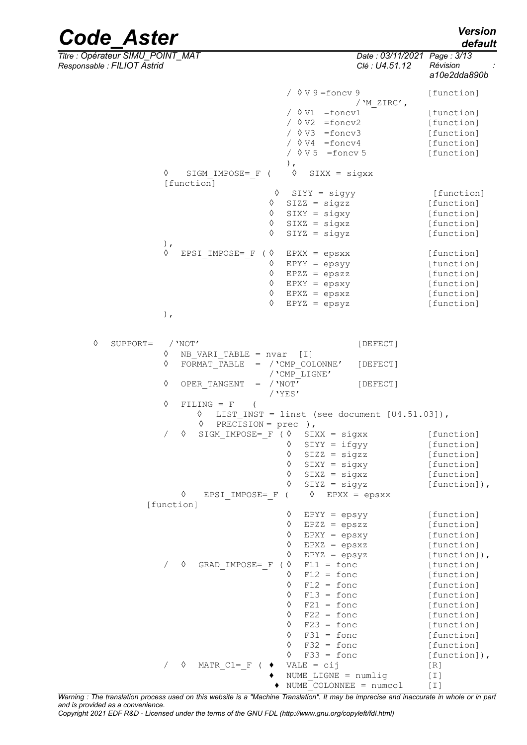```
                                   / ◊V 9 =foncv 9              [function]
                                                  /'M_ZIRC',
                                   / ◊V1  =foncv1               [function]
                                   / ◊V2  =foncv2               [function]
                                   / ◊V3  =foncv3               [function]
                                   / ◊V4  =foncv4               [function]
                                   / ◊V 5  =foncv 5             [function]
                                   ),
            ◊   SIGM_IMPOSE=_F (   ◊   SIXX = sigxx
            [function]
                                 ◊   SIYY = sigyy               [function]
                                 ◊   SIZZ = sigzz               [function]
                                 ◊   SIXY = sigxy               [function]
                                 ◊   SIXZ = sigxz               [function]
                                 ◊   SIYZ = sigyz               [function]
            ),
            ◊   EPSI_IMPOSE=_F (◊   EPXX = epsxx                [function]
                                ◊   EPYY = epsyy                [function]
                                ◊   EPZZ = epszz                [function]
                                ◊   EPXY = epsxy                [function]
                                ◊   EPXZ = epsxz                [function]
                                ◊   EPYZ = epsyz                [function]
            ),


◊  SUPPORT=   /'NOT'                                [DEFECT]
            ◊  NB_VARI_TABLE = nvar   [I]
            ◊  FORMAT_TABLE  = /'CMP_COLONNE'       [DEFECT]
                               /'CMP_LIGNE'
            ◊  OPER_TANGENT  = /'NOT'               [DEFECT]
                               /'YES'
            ◊  FILING =_F   (
                  ◊  LIST_INST = linst (see document [U4.51.03]),
                  ◊  PRECISION = prec  ),
            /  ◊  SIGM_IMPOSE=_F (◊   SIXX = sigxx          [function]
                                  ◊   SIYY = ifgyy          [function]
                                  ◊   SIZZ = sigzz          [function]
                                  ◊   SIXY = sigxy          [function]
                                  ◊   SIXZ = sigxz          [function]
                                  ◊   SIYZ = sigyz          [function]),
               ◊   EPSI_IMPOSE=_F (   ◊  EPXX = epsxx
        [function]
                                  ◊   EPYY = epsyy          [function]
                                  ◊   EPZZ = epszz          [function]
                                  ◊   EPXY = epsxy          [function]
                                  ◊   EPXZ = epsxz          [function]
                                  ◊   EPYZ = epsyz          [function]),
            /  ◊  GRAD_IMPOSE=_F (◊   F11 = fonc            [function]
                                  ◊   F12 = fonc            [function]
                                  ◊   F12 = fonc            [function]
                                  ◊   F13 = fonc            [function]
                                  ◊   F21 = fonc            [function]
                                  ◊   F22 = fonc            [function]
                                  ◊   F23 = fonc            [function]
                                  ◊   F31 = fonc            [function]
                                  ◊   F32 = fonc            [function]
                                  ◊   F33 = fonc            [function]),
            /  ◊   MATR_C1=_F ( ♦  VALE = cij               [R]
                                ♦  NUME_LIGNE = numlig      [I]
                                ♦  NUME_COLONNE = numcol    [I]
```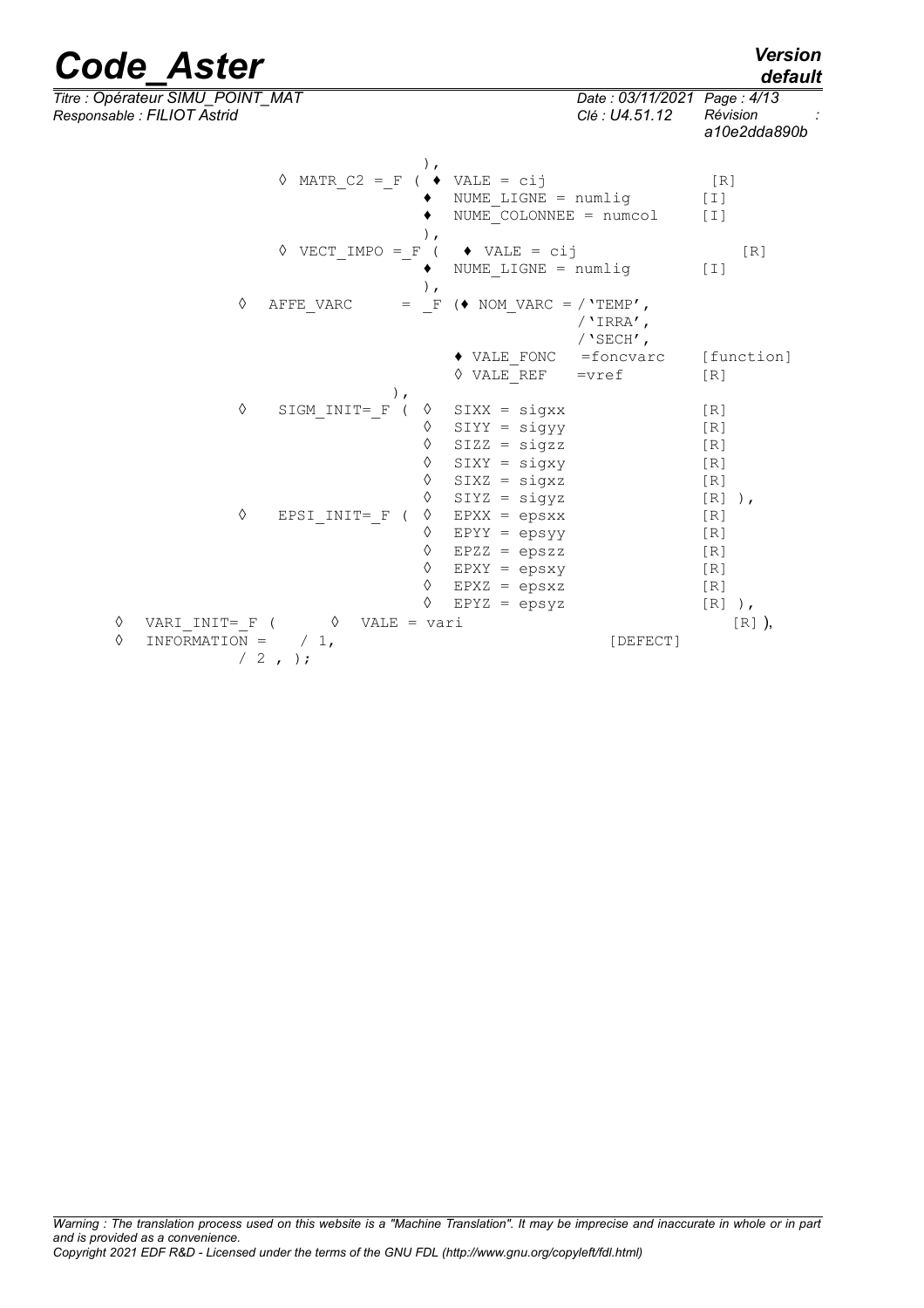```
                                  ),
                ◊  MATR_C2 =_F ( ♦  VALE = cij                  [R]
                                 ♦  NUME_LIGNE = numlig         [I]
                                 ♦  NUME_COLONNEE = numcol      [I]
                                 ),
                ◊  VECT_IMPO =_F (  ♦ VALE = cij                  [R]
                                 ♦  NUME_LIGNE = numlig         [I]
                                 ),
          ◊   AFFE_VARC      =  _F (♦ NOM_VARC = /'TEMP',
                                                 /'IRRA',
                                                 /'SECH',
                                    ♦ VALE_FONC   =foncvarc     [function]
                                    ◊ VALE_REF    =vref         [R]
                            ),
          ◊    SIGM_INIT=_F (  ◊  SIXX = sigxx                  [R]
                               ◊  SIYY = sigyy                  [R]
                               ◊  SIZZ = sigzz                  [R]
                               ◊  SIXY = sigxy                  [R]
                               ◊  SIXZ = sigxz                  [R]
                               ◊  SIYZ = sigyz                  [R] ),
          ◊    EPSI_INIT=_F (  ◊  EPXX = epsxx                  [R]
                               ◊  EPYY = epsyy                  [R]
                               ◊  EPZZ = epszz                  [R]
                               ◊  EPXY = epsxy                  [R]
                               ◊  EPXZ = epsxz                  [R]
                               ◊  EPYZ = epsyz                  [R] ),
◊   VARI_INIT=_F (      ◊  VALE = vari                            [R] ),
◊   INFORMATION =    / 1,                              [DEFECT]
                     / 2 , );
```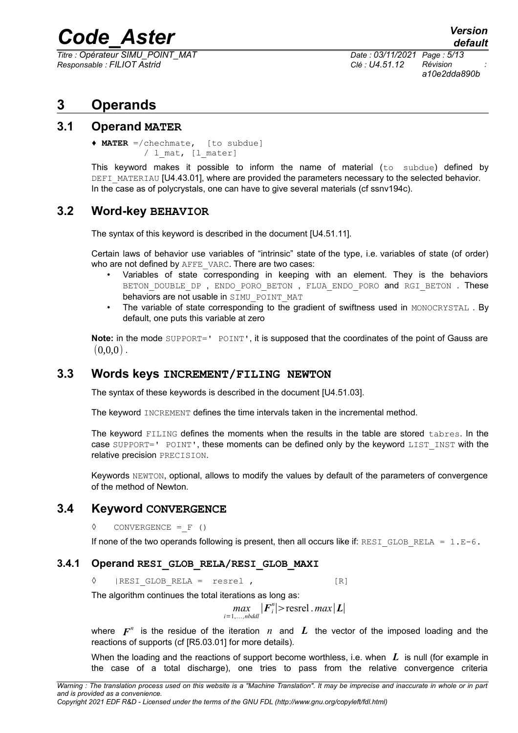# 3 Operands

## 3.1 Operand MATER

♦ **MATER** =/chechmate, [to subdue]
/ l_mat, [l_mater]

This keyword makes it possible to inform the name of material (to subdue) defined by DEFI_MATERIAU [U4.43.01], where are provided the parameters necessary to the selected behavior. In the case as of polycrystals, one can have to give several materials (cf ssnv194c).

## 3.2 Word-key BEHAVIOR

The syntax of this keyword is described in the document [U4.51.11].

Certain laws of behavior use variables of "intrinsic" state of the type, i.e. variables of state (of order) who are not defined by AFFE_VARC. There are two cases:

- Variables of state corresponding in keeping with an element. They is the behaviors BETON_DOUBLE_DP , ENDO_PORO_BETON , FLUA_ENDO_PORO and RGI_BETON . These behaviors are not usable in SIMU_POINT_MAT
- The variable of state corresponding to the gradient of swiftness used in MONOCRYSTAL . By default, one puts this variable at zero

**Note:** in the mode SUPPORT=' POINT', it is supposed that the coordinates of the point of Gauss are $(0,0,0)$.

## 3.3 Words keys INCREMENT/FILING NEWTON

The syntax of these keywords is described in the document [U4.51.03].

The keyword INCREMENT defines the time intervals taken in the incremental method.

The keyword FILING defines the moments when the results in the table are stored tabres. In the case SUPPORT=' POINT', these moments can be defined only by the keyword LIST_INST with the relative precision PRECISION.

Keywords NEWTON, optional, allows to modify the values by default of the parameters of convergence of the method of Newton.

## 3.4 Keyword CONVERGENCE

◊ CONVERGENCE =_F ()

If none of the two operands following is present, then all occurs like if: RESI_GLOB_RELA = 1.E-6.

### 3.4.1 Operand RESI_GLOB_RELA/RESI_GLOB_MAXI

◊ |RESI_GLOB_RELA = resrel , [R]

The algorithm continues the total iterations as long as:

$$\max_{i=1,\ldots,nbddl} |F_i^n| > \text{resrel} . \max|L|$$

where $F^n$ is the residue of the iteration $n$ and $L$ the vector of the imposed loading and the reactions of supports (cf [R5.03.01] for more details).

When the loading and the reactions of support become worthless, i.e. when $L$ is null (for example in the case of a total discharge), one tries to pass from the relative convergence criteria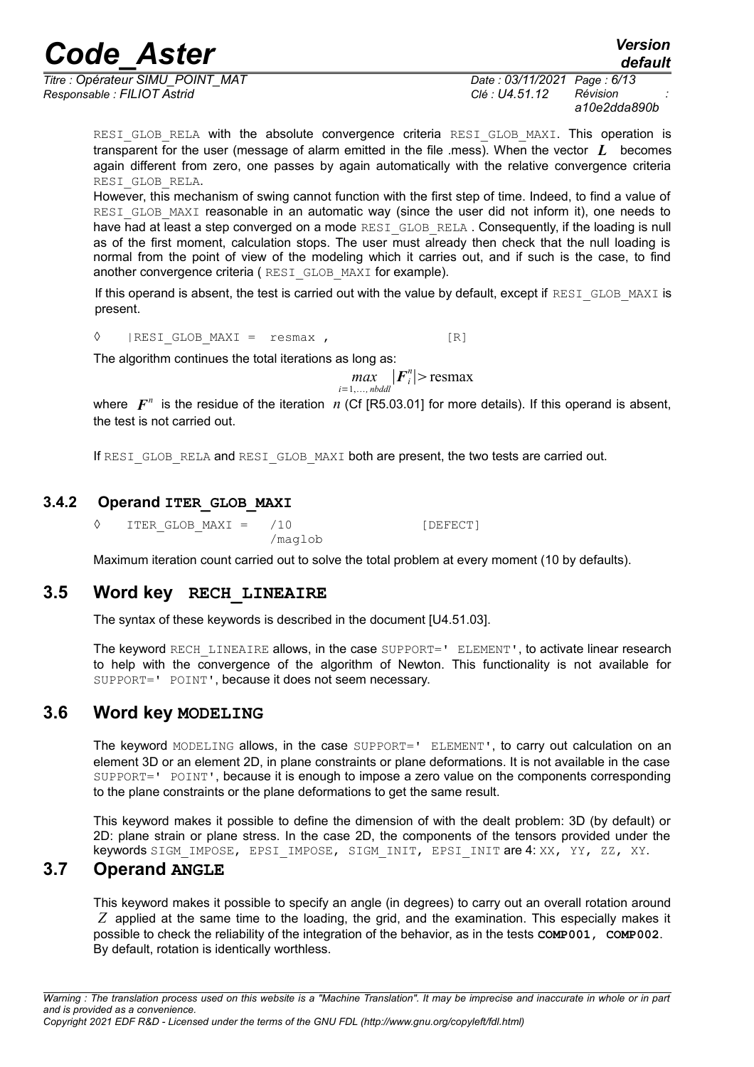RESI_GLOB_RELA with the absolute convergence criteria RESI_GLOB_MAXI. This operation is transparent for the user (message of alarm emitted in the file .mess). When the vector $L$ becomes again different from zero, one passes by again automatically with the relative convergence criteria RESI_GLOB_RELA.

However, this mechanism of swing cannot function with the first step of time. Indeed, to find a value of RESI_GLOB_MAXI reasonable in an automatic way (since the user did not inform it), one needs to have had at least a step converged on a mode RESI_GLOB_RELA . Consequently, if the loading is null as of the first moment, calculation stops. The user must already then check that the null loading is normal from the point of view of the modeling which it carries out, and if such is the case, to find another convergence criteria ( RESI_GLOB_MAXI for example).

If this operand is absent, the test is carried out with the value by default, except if RESI_GLOB_MAXI is present.

```
◊    |RESI_GLOB_MAXI =  resmax ,                [R]
```

The algorithm continues the total iterations as long as:

$$\max_{i=1,\dots,nbddl} |F_i^n| > \text{resmax}$$

where $F^n$ is the residue of the iteration $n$ (Cf [R5.03.01] for more details). If this operand is absent, the test is not carried out.

If RESI_GLOB_RELA and RESI_GLOB_MAXI both are present, the two tests are carried out.

### 3.4.2 Operand ITER_GLOB_MAXI

```
◊    ITER_GLOB_MAXI =   /10                    [DEFECT]
                        /maglob
```

Maximum iteration count carried out to solve the total problem at every moment (10 by defaults).

## 3.5 Word key RECH_LINEAIRE

The syntax of these keywords is described in the document [U4.51.03].

The keyword RECH_LINEAIRE allows, in the case SUPPORT=' ELEMENT', to activate linear research to help with the convergence of the algorithm of Newton. This functionality is not available for SUPPORT=' POINT', because it does not seem necessary.

## 3.6 Word key MODELING

The keyword MODELING allows, in the case SUPPORT=' ELEMENT', to carry out calculation on an element 3D or an element 2D, in plane constraints or plane deformations. It is not available in the case SUPPORT=' POINT', because it is enough to impose a zero value on the components corresponding to the plane constraints or the plane deformations to get the same result.

This keyword makes it possible to define the dimension of with the dealt problem: 3D (by default) or 2D: plane strain or plane stress. In the case 2D, the components of the tensors provided under the keywords SIGM_IMPOSE, EPSI_IMPOSE, SIGM_INIT, EPSI_INIT are 4: XX, YY, ZZ, XY.

## 3.7 Operand ANGLE

This keyword makes it possible to specify an angle (in degrees) to carry out an overall rotation around $Z$ applied at the same time to the loading, the grid, and the examination. This especially makes it possible to check the reliability of the integration of the behavior, as in the tests **COMP001, COMP002**. By default, rotation is identically worthless.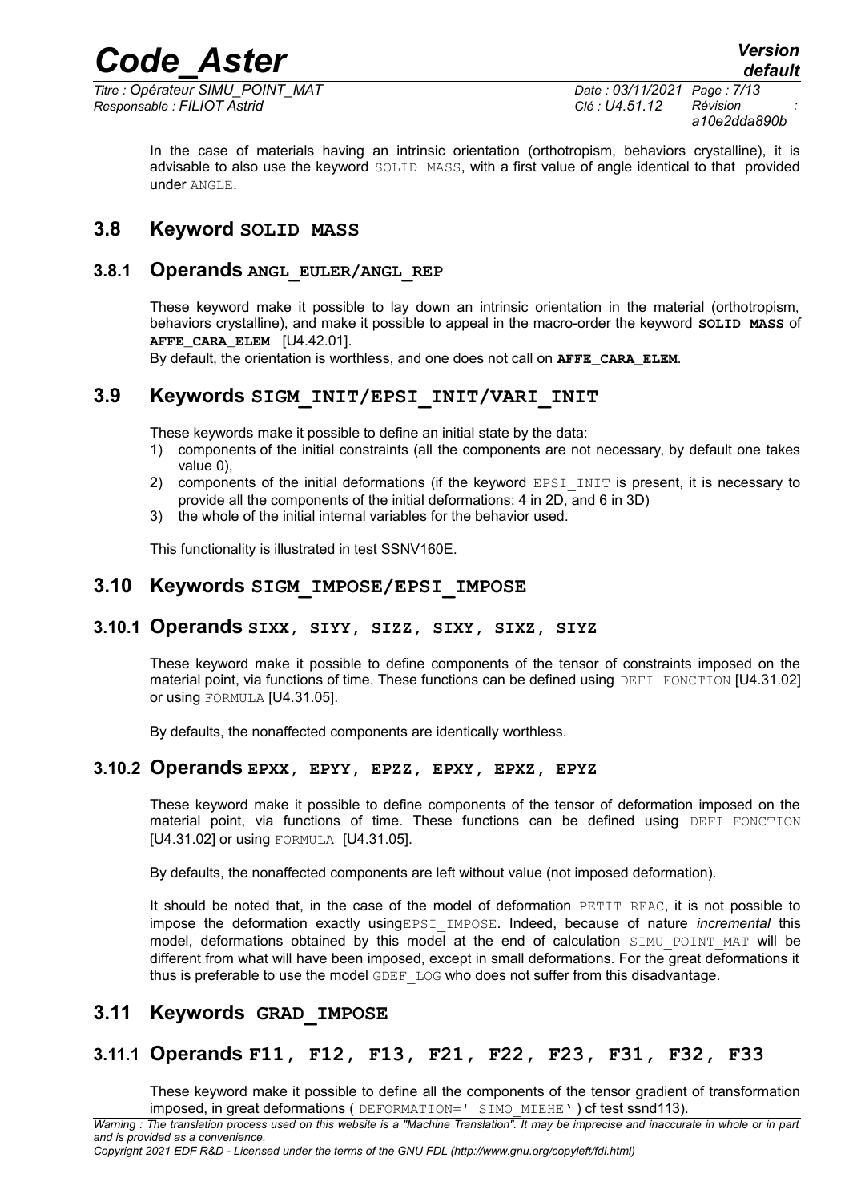In the case of materials having an intrinsic orientation (orthotropism, behaviors crystalline), it is advisable to also use the keyword SOLID MASS, with a first value of angle identical to that provided under ANGLE.

## 3.8 Keyword SOLID MASS

### 3.8.1 Operands ANGL_EULER/ANGL_REP

These keyword make it possible to lay down an intrinsic orientation in the material (orthotropism, behaviors crystalline), and make it possible to appeal in the macro-order the keyword **SOLID MASS** of **AFFE_CARA_ELEM** [U4.42.01].

By default, the orientation is worthless, and one does not call on **AFFE_CARA_ELEM**.

## 3.9 Keywords SIGM_INIT/EPSI_INIT/VARI_INIT

These keywords make it possible to define an initial state by the data:

1) components of the initial constraints (all the components are not necessary, by default one takes value 0),
2) components of the initial deformations (if the keyword EPSI_INIT is present, it is necessary to provide all the components of the initial deformations: 4 in 2D, and 6 in 3D)
3) the whole of the initial internal variables for the behavior used.

This functionality is illustrated in test SSNV160E.

## 3.10 Keywords SIGM_IMPOSE/EPSI_IMPOSE

### 3.10.1 Operands SIXX, SIYY, SIZZ, SIXY, SIXZ, SIYZ

These keyword make it possible to define components of the tensor of constraints imposed on the material point, via functions of time. These functions can be defined using DEFI_FONCTION [U4.31.02] or using FORMULA [U4.31.05].

By defaults, the nonaffected components are identically worthless.

### 3.10.2 Operands EPXX, EPYY, EPZZ, EPXY, EPXZ, EPYZ

These keyword make it possible to define components of the tensor of deformation imposed on the material point, via functions of time. These functions can be defined using DEFI_FONCTION [U4.31.02] or using FORMULA [U4.31.05].

By defaults, the nonaffected components are left without value (not imposed deformation).

It should be noted that, in the case of the model of deformation PETIT_REAC, it is not possible to impose the deformation exactly usingEPSI_IMPOSE. Indeed, because of nature *incremental* this model, deformations obtained by this model at the end of calculation SIMU_POINT_MAT will be different from what will have been imposed, except in small deformations. For the great deformations it thus is preferable to use the model GDEF_LOG who does not suffer from this disadvantage.

## 3.11 Keywords GRAD_IMPOSE

### 3.11.1 Operands F11, F12, F13, F21, F22, F23, F31, F32, F33

These keyword make it possible to define all the components of the tensor gradient of transformation imposed, in great deformations ( DEFORMATION=' SIMO_MIEHE' ) cf test ssnd113).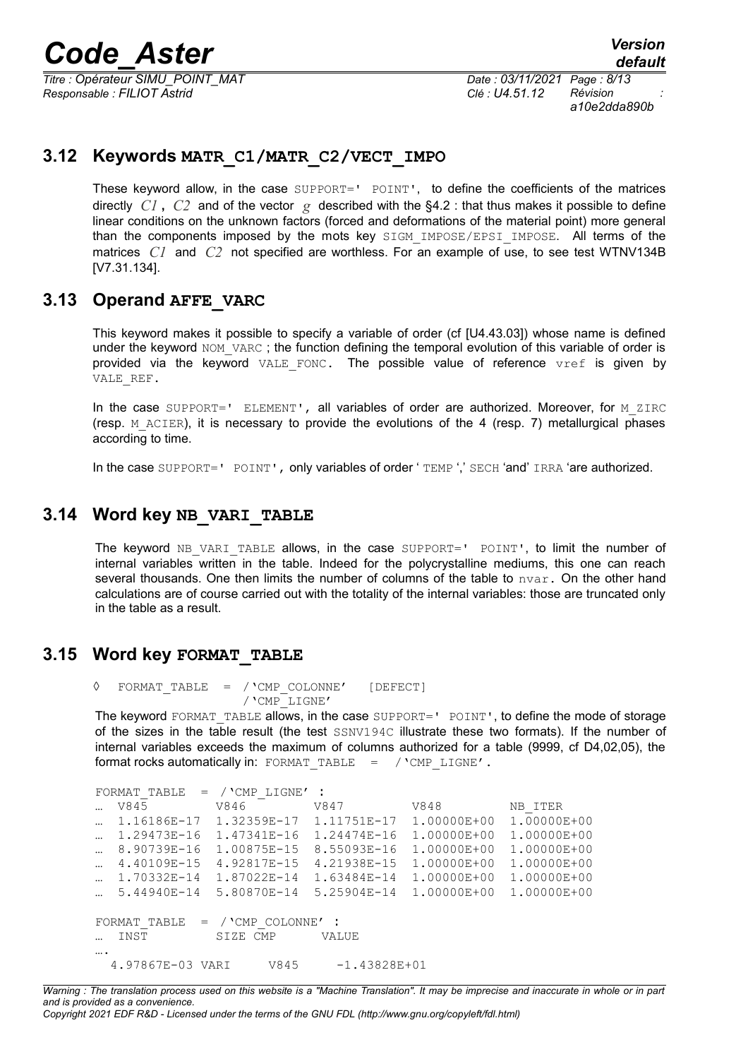### 3.12 Keywords MATR_C1/MATR_C2/VECT_IMPO

These keyword allow, in the case SUPPORT=' POINT', to define the coefficients of the matrices directly $C1$, $C2$ and of the vector $g$ described with the §4.2 : that thus makes it possible to define linear conditions on the unknown factors (forced and deformations of the material point) more general than the components imposed by the mots key SIGM_IMPOSE/EPSI_IMPOSE. All terms of the matrices $C1$ and $C2$ not specified are worthless. For an example of use, to see test WTNV134B [V7.31.134].

### 3.13 Operand AFFE_VARC

This keyword makes it possible to specify a variable of order (cf [U4.43.03]) whose name is defined under the keyword NOM_VARC ; the function defining the temporal evolution of this variable of order is provided via the keyword VALE_FONC. The possible value of reference vref is given by VALE_REF.

In the case SUPPORT=' ELEMENT', all variables of order are authorized. Moreover, for M_ZIRC (resp. M_ACIER), it is necessary to provide the evolutions of the 4 (resp. 7) metallurgical phases according to time.

In the case SUPPORT=' POINT', only variables of order ' TEMP ',' SECH 'and' IRRA 'are authorized.

### 3.14 Word key NB_VARI_TABLE

The keyword NB_VARI_TABLE allows, in the case SUPPORT=' POINT', to limit the number of internal variables written in the table. Indeed for the polycrystalline mediums, this one can reach several thousands. One then limits the number of columns of the table to nvar. On the other hand calculations are of course carried out with the totality of the internal variables: those are truncated only in the table as a result.

### 3.15 Word key FORMAT_TABLE

```
◊  FORMAT_TABLE  = /'CMP_COLONNE'   [DEFECT]
                   /'CMP_LIGNE'
```

The keyword FORMAT_TABLE allows, in the case SUPPORT=' POINT', to define the mode of storage of the sizes in the table result (the test SSNV194C illustrate these two formats). If the number of internal variables exceeds the maximum of columns authorized for a table (9999, cf D4,02,05), the format rocks automatically in: FORMAT_TABLE = /'CMP_LIGNE'.

```
FORMAT_TABLE  = /'CMP_LIGNE' :
… V845         V846         V847         V848         NB_ITER
… 1.16186E-17  1.32359E-17  1.11751E-17  1.00000E+00  1.00000E+00
… 1.29473E-16  1.47341E-16  1.24474E-16  1.00000E+00  1.00000E+00
… 8.90739E-16  1.00875E-15  8.55093E-16  1.00000E+00  1.00000E+00
… 4.40109E-15  4.92817E-15  4.21938E-15  1.00000E+00  1.00000E+00
… 1.70332E-14  1.87022E-14  1.63484E-14  1.00000E+00  1.00000E+00
… 5.44940E-14  5.80870E-14  5.25904E-14  1.00000E+00  1.00000E+00

FORMAT_TABLE  = /'CMP_COLONNE' :
… INST         SIZE CMP      VALUE
….
  4.97867E-03 VARI     V845     -1.43828E+01
```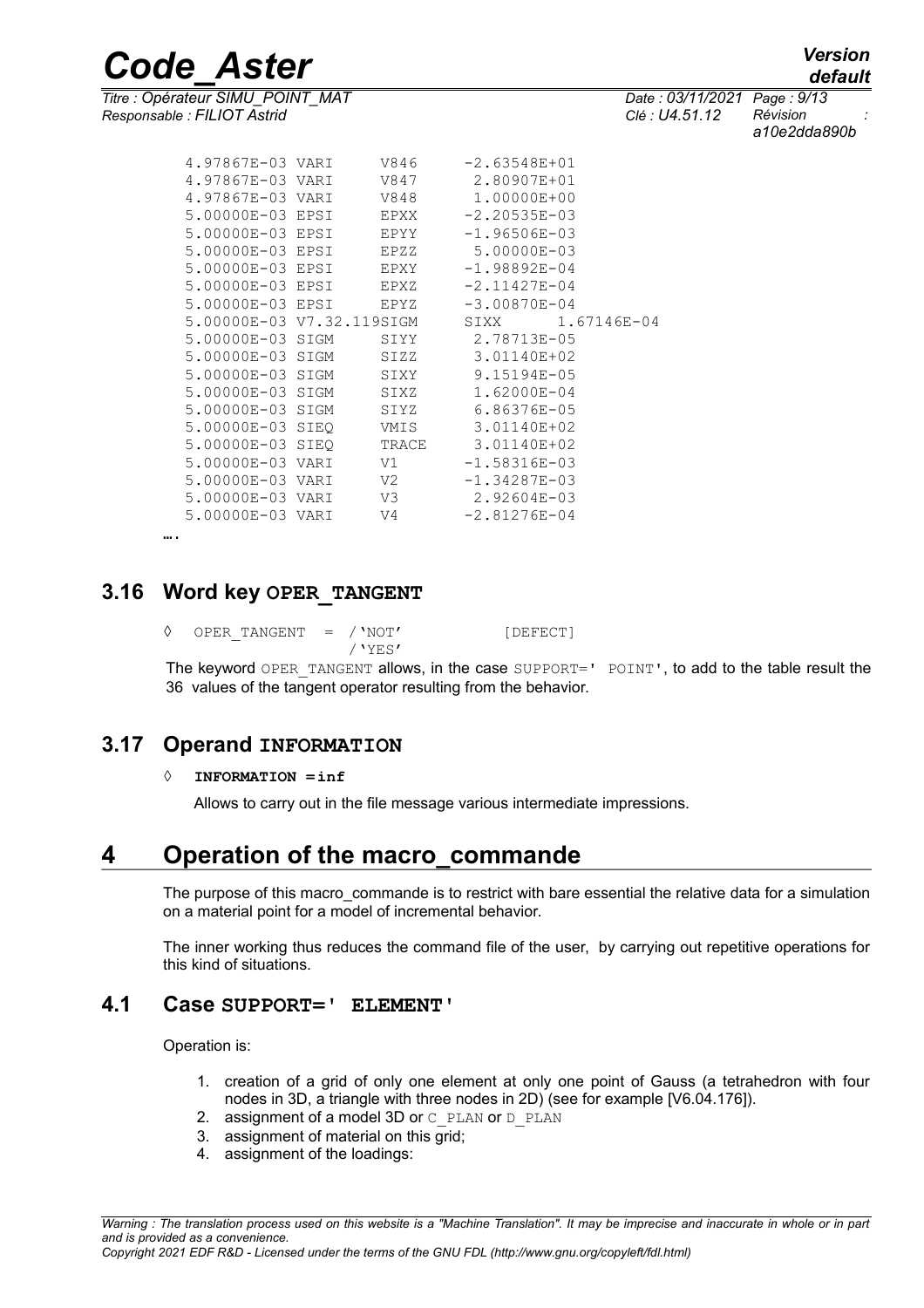```
4.97867E-03 VARI     V846     -2.63548E+01
4.97867E-03 VARI     V847      2.80907E+01
4.97867E-03 VARI     V848      1.00000E+00
5.00000E-03 EPSI     EPXX     -2.20535E-03
5.00000E-03 EPSI     EPYY     -1.96506E-03
5.00000E-03 EPSI     EPZZ      5.00000E-03
5.00000E-03 EPSI     EPXY     -1.98892E-04
5.00000E-03 EPSI     EPXZ     -2.11427E-04
5.00000E-03 EPSI     EPYZ     -3.00870E-04
5.00000E-03 V7.32.119SIGM     SIXX      1.67146E-04
5.00000E-03 SIGM     SIYY      2.78713E-05
5.00000E-03 SIGM     SIZZ      3.01140E+02
5.00000E-03 SIGM     SIXY      9.15194E-05
5.00000E-03 SIGM     SIXZ      1.62000E-04
5.00000E-03 SIGM     SIYZ      6.86376E-05
5.00000E-03 SIEQ     VMIS      3.01140E+02
5.00000E-03 SIEQ     TRACE     3.01140E+02
5.00000E-03 VARI     V1       -1.58316E-03
5.00000E-03 VARI     V2       -1.34287E-03
5.00000E-03 VARI     V3        2.92604E-03
5.00000E-03 VARI     V4       -2.81276E-04
```
….

### 3.16 Word key OPER_TANGENT

```
◊  OPER_TANGENT  = /'NOT'          [DEFECT]
                   /'YES'
```

The keyword OPER_TANGENT allows, in the case SUPPORT=' POINT', to add to the table result the 36 values of the tangent operator resulting from the behavior.

### 3.17 Operand INFORMATION

◊ **INFORMATION =inf**

Allows to carry out in the file message various intermediate impressions.

## 4 Operation of the macro_commande

The purpose of this macro_commande is to restrict with bare essential the relative data for a simulation on a material point for a model of incremental behavior.

The inner working thus reduces the command file of the user, by carrying out repetitive operations for this kind of situations.

### 4.1 Case SUPPORT=' ELEMENT'

Operation is:

1. creation of a grid of only one element at only one point of Gauss (a tetrahedron with four nodes in 3D, a triangle with three nodes in 2D) (see for example [V6.04.176]).
2. assignment of a model 3D or C_PLAN or D_PLAN
3. assignment of material on this grid;
4. assignment of the loadings: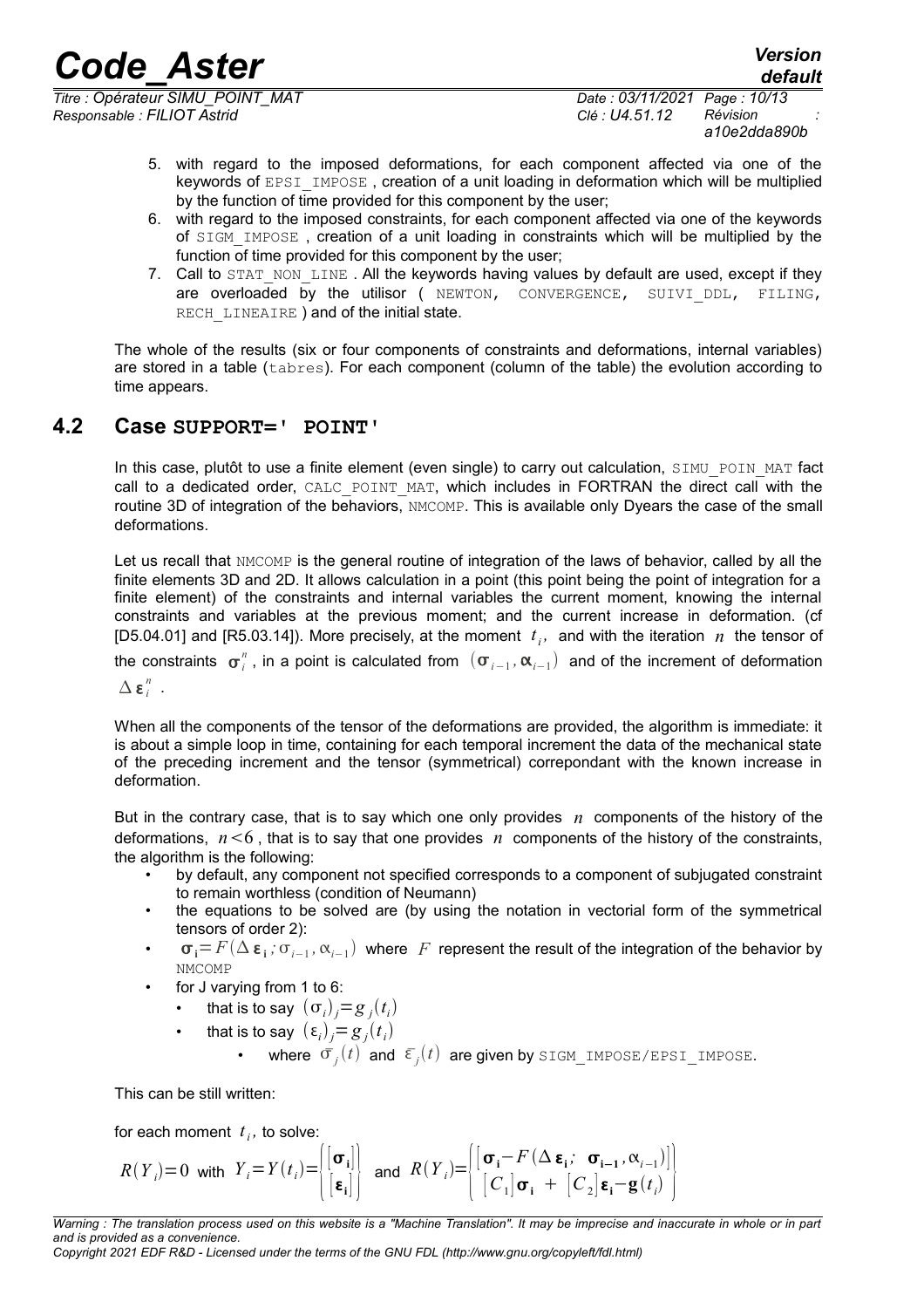5. with regard to the imposed deformations, for each component affected via one of the keywords of EPSI_IMPOSE , creation of a unit loading in deformation which will be multiplied by the function of time provided for this component by the user;
6. with regard to the imposed constraints, for each component affected via one of the keywords of SIGM_IMPOSE , creation of a unit loading in constraints which will be multiplied by the function of time provided for this component by the user;
7. Call to STAT_NON_LINE . All the keywords having values by default are used, except if they are overloaded by the utilisor ( NEWTON, CONVERGENCE, SUIVI_DDL, FILING, RECH_LINEAIRE ) and of the initial state.

The whole of the results (six or four components of constraints and deformations, internal variables) are stored in a table (tabres). For each component (column of the table) the evolution according to time appears.

## 4.2 Case SUPPORT=' POINT'

In this case, plutôt to use a finite element (even single) to carry out calculation, SIMU_POIN_MAT fact call to a dedicated order, CALC_POINT_MAT, which includes in FORTRAN the direct call with the routine 3D of integration of the behaviors, NMCOMP. This is available only Dyears the case of the small deformations.

Let us recall that NMCOMP is the general routine of integration of the laws of behavior, called by all the finite elements 3D and 2D. It allows calculation in a point (this point being the point of integration for a finite element) of the constraints and internal variables the current moment, knowing the internal constraints and variables at the previous moment; and the current increase in deformation. (cf [D5.04.01] and [R5.03.14]). More precisely, at the moment $t_i$, and with the iteration $n$ the tensor of the constraints $\boldsymbol{\sigma}_i^n$, in a point is calculated from $(\boldsymbol{\sigma}_{i-1}, \boldsymbol{\alpha}_{i-1})$ and of the increment of deformation $\Delta\boldsymbol{\varepsilon}_i^n$.

When all the components of the tensor of the deformations are provided, the algorithm is immediate: it is about a simple loop in time, containing for each temporal increment the data of the mechanical state of the preceding increment and the tensor (symmetrical) correpondant with the known increase in deformation.

But in the contrary case, that is to say which one only provides $n$ components of the history of the deformations, $n<6$ , that is to say that one provides $n$ components of the history of the constraints, the algorithm is the following:

- by default, any component not specified corresponds to a component of subjugated constraint to remain worthless (condition of Neumann)
- the equations to be solved are (by using the notation in vectorial form of the symmetrical tensors of order 2):
- $\boldsymbol{\sigma}_{\mathbf{i}}=F(\Delta\boldsymbol{\varepsilon}_{\mathbf{i}}\,;\sigma_{i-1},\alpha_{i-1})$ where $F$ represent the result of the integration of the behavior by NMCOMP
- for J varying from 1 to 6:
  - that is to say $(\sigma_i)_j=g_j(t_i)$
  - that is to say $(\varepsilon_i)_j=g_j(t_i)$
    - where $\bar{\sigma}_j(t)$ and $\bar{\varepsilon}_j(t)$ are given by SIGM_IMPOSE/EPSI_IMPOSE.

This can be still written:

for each moment $t_i$, to solve:

$$R(Y_i)=0 \text{ with } Y_i=Y(t_i)=\begin{Bmatrix}[\boldsymbol{\sigma}_{\mathbf{i}}]\\ [\boldsymbol{\varepsilon}_{\mathbf{i}}]\end{Bmatrix} \text{ and } R(Y_i)=\begin{Bmatrix}[\boldsymbol{\sigma}_{\mathbf{i}}-F(\Delta\boldsymbol{\varepsilon}_{\mathbf{i}};\ \boldsymbol{\sigma}_{\mathbf{i-1}},\alpha_{i-1})]\\ [C_1]\boldsymbol{\sigma}_{\mathbf{i}}\ +\ [C_2]\boldsymbol{\varepsilon}_{\mathbf{i}}-\mathbf{g}(t_i)\end{Bmatrix}$$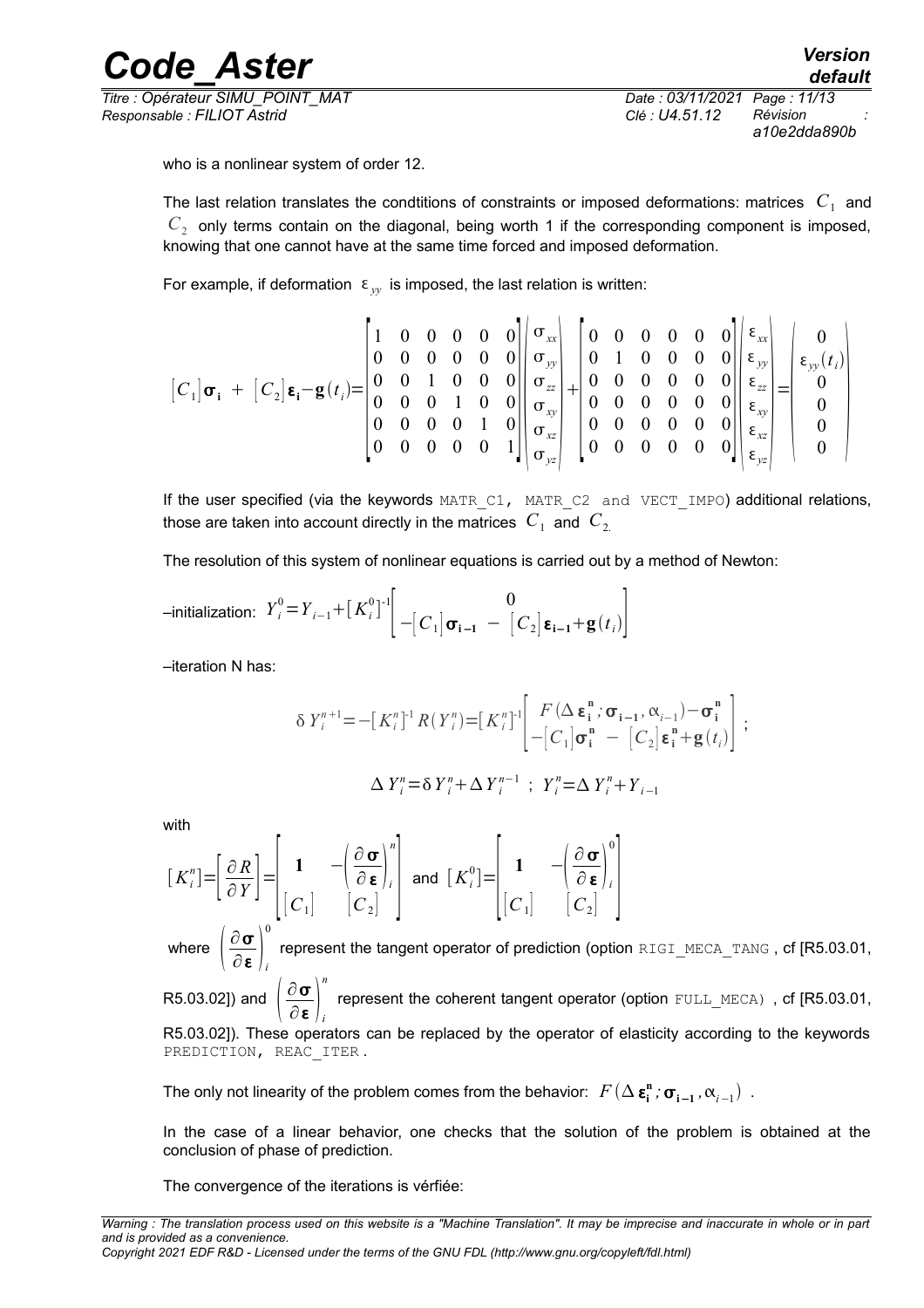who is a nonlinear system of order 12.

The last relation translates the condtitions of constraints or imposed deformations: matrices $C_1$ and $C_2$ only terms contain on the diagonal, being worth 1 if the corresponding component is imposed, knowing that one cannot have at the same time forced and imposed deformation.

For example, if deformation $\varepsilon_{yy}$ is imposed, the last relation is written:

$$[C_1]\boldsymbol{\sigma}_\mathbf{i} + [C_2]\boldsymbol{\varepsilon}_\mathbf{i} - \mathbf{g}(t_i) = \begin{bmatrix} 1 & 0 & 0 & 0 & 0 & 0 \\ 0 & 0 & 0 & 0 & 0 & 0 \\ 0 & 0 & 1 & 0 & 0 & 0 \\ 0 & 0 & 0 & 1 & 0 & 0 \\ 0 & 0 & 0 & 0 & 1 & 0 \\ 0 & 0 & 0 & 0 & 0 & 1 \end{bmatrix} \begin{pmatrix} \sigma_{xx} \\ \sigma_{yy} \\ \sigma_{zz} \\ \sigma_{xy} \\ \sigma_{xz} \\ \sigma_{yz} \end{pmatrix} + \begin{bmatrix} 0 & 0 & 0 & 0 & 0 & 0 \\ 0 & 1 & 0 & 0 & 0 & 0 \\ 0 & 0 & 0 & 0 & 0 & 0 \\ 0 & 0 & 0 & 0 & 0 & 0 \\ 0 & 0 & 0 & 0 & 0 & 0 \\ 0 & 0 & 0 & 0 & 0 & 0 \end{bmatrix} \begin{pmatrix} \varepsilon_{xx} \\ \varepsilon_{yy} \\ \varepsilon_{zz} \\ \varepsilon_{xy} \\ \varepsilon_{xz} \\ \varepsilon_{yz} \end{pmatrix} = \begin{pmatrix} 0 \\ \varepsilon_{yy}(t_i) \\ 0 \\ 0 \\ 0 \\ 0 \end{pmatrix}$$

If the user specified (via the keywords `MATR_C1, MATR_C2 and VECT_IMPO`) additional relations, those are taken into account directly in the matrices $C_1$ and $C_2$.

The resolution of this system of nonlinear equations is carried out by a method of Newton:

–initialization: $Y_i^0 = Y_{i-1} + [K_i^0]^{-1} \begin{bmatrix} 0 \\ -[C_1]\boldsymbol{\sigma}_{\mathbf{i-1}} - [C_2]\boldsymbol{\varepsilon}_{\mathbf{i-1}} + \mathbf{g}(t_i) \end{bmatrix}$

–iteration N has:

$$\delta Y_i^{n+1} = -[K_i^n]^{-1} R(Y_i^n) = [K_i^n]^{-1} \begin{bmatrix} F(\Delta \boldsymbol{\varepsilon}_\mathbf{i}^\mathbf{n}; \boldsymbol{\sigma}_{\mathbf{i-1}}, \alpha_{i-1}) - \boldsymbol{\sigma}_\mathbf{i}^\mathbf{n} \\ -[C_1]\boldsymbol{\sigma}_\mathbf{i}^\mathbf{n} - [C_2]\boldsymbol{\varepsilon}_\mathbf{i}^\mathbf{n} + \mathbf{g}(t_i) \end{bmatrix};$$

$$\Delta Y_i^n = \delta Y_i^n + \Delta Y_i^{n-1} \; ; \; Y_i^n = \Delta Y_i^n + Y_{i-1}$$

with

$[K_i^n] = \left[\dfrac{\partial R}{\partial Y}\right] = \begin{bmatrix} \mathbf{1} & -\left(\dfrac{\partial \boldsymbol{\sigma}}{\partial \boldsymbol{\varepsilon}}\right)_i^n \\ [C_1] & [C_2] \end{bmatrix}$ and $[K_i^0] = \begin{bmatrix} \mathbf{1} & -\left(\dfrac{\partial \boldsymbol{\sigma}}{\partial \boldsymbol{\varepsilon}}\right)_i^0 \\ [C_1] & [C_2] \end{bmatrix}$

where $\left(\dfrac{\partial \boldsymbol{\sigma}}{\partial \boldsymbol{\varepsilon}}\right)_i^0$ represent the tangent operator of prediction (option `RIGI_MECA_TANG` , cf [R5.03.01, R5.03.02]) and $\left(\dfrac{\partial \boldsymbol{\sigma}}{\partial \boldsymbol{\varepsilon}}\right)_i^n$ represent the coherent tangent operator (option `FULL_MECA)` , cf [R5.03.01, R5.03.02]). These operators can be replaced by the operator of elasticity according to the keywords `PREDICTION, REAC_ITER`.

The only not linearity of the problem comes from the behavior: $F(\Delta \boldsymbol{\varepsilon}_\mathbf{i}^\mathbf{n}; \boldsymbol{\sigma}_{\mathbf{i-1}}, \alpha_{i-1})$ .

In the case of a linear behavior, one checks that the solution of the problem is obtained at the conclusion of phase of prediction.

The convergence of the iterations is vérfiée: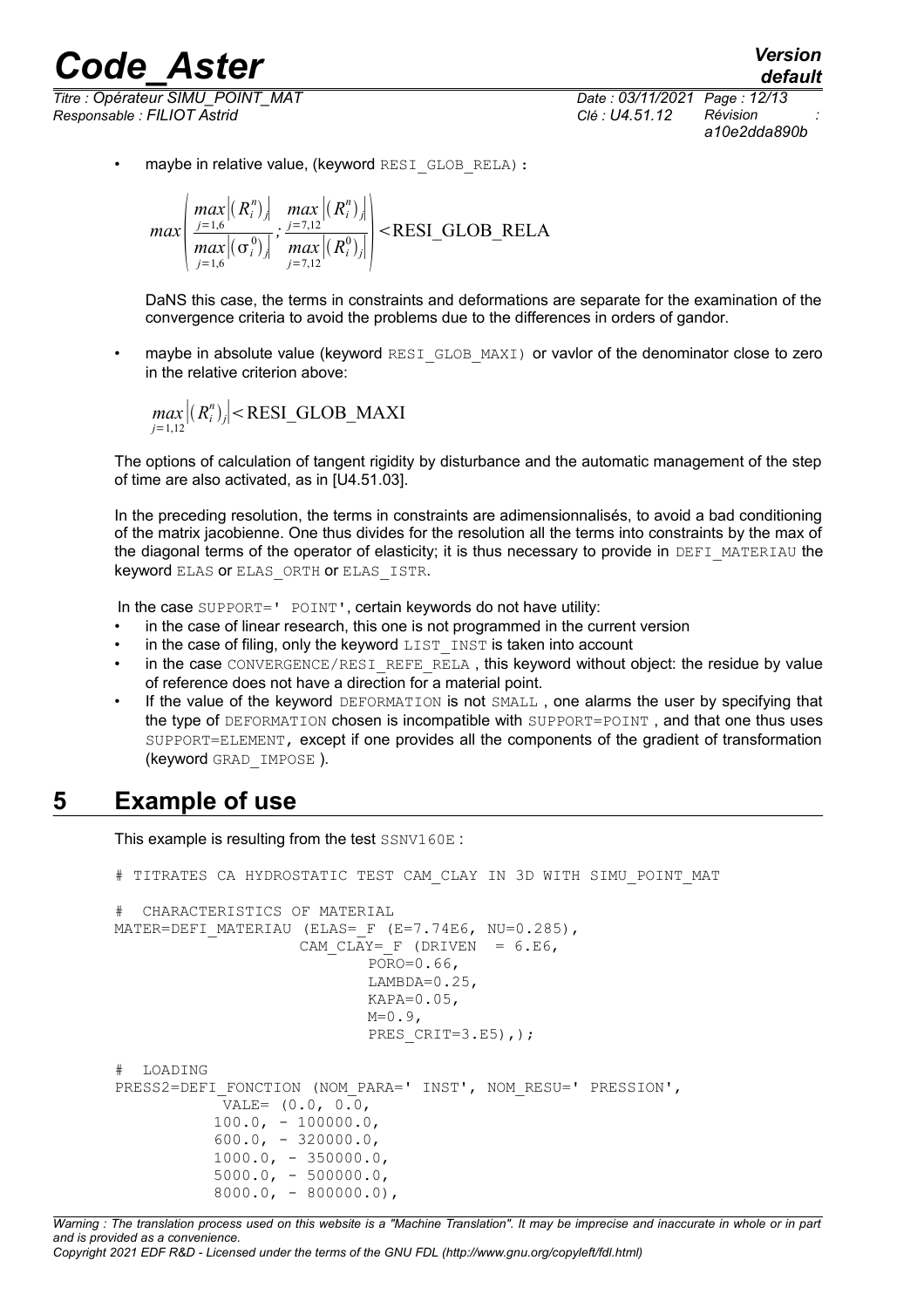- maybe in relative value, (keyword `RESI_GLOB_RELA`):

$$max\left(\frac{\underset{j=1,6}{max}\left|\left(R_i^n\right)_j\right|}{\underset{j=1,6}{max}\left|\left(\sigma_i^0\right)_j\right|};\frac{\underset{j=7,12}{max}\left|\left(R_i^n\right)_j\right|}{\underset{j=7,12}{max}\left|\left(R_i^0\right)_j\right|}\right)<\text{RESI\_GLOB\_RELA}$$

DaNS this case, the terms in constraints and deformations are separate for the examination of the convergence criteria to avoid the problems due to the differences in orders of gandor.

- maybe in absolute value (keyword `RESI_GLOB_MAXI`) or vavlor of the denominator close to zero in the relative criterion above:

$$\underset{j=1,12}{max}\left|\left(R_i^n\right)_j\right|<\text{RESI\_GLOB\_MAXI}$$

The options of calculation of tangent rigidity by disturbance and the automatic management of the step of time are also activated, as in [U4.51.03].

In the preceding resolution, the terms in constraints are adimensionnalisés, to avoid a bad conditioning of the matrix jacobienne. One thus divides for the resolution all the terms into constraints by the max of the diagonal terms of the operator of elasticity; it is thus necessary to provide in `DEFI_MATERIAU` the keyword `ELAS` or `ELAS_ORTH` or `ELAS_ISTR`.

In the case `SUPPORT=' POINT'`, certain keywords do not have utility:

- in the case of linear research, this one is not programmed in the current version
- in the case of filing, only the keyword `LIST_INST` is taken into account
- in the case `CONVERGENCE/RESI_REFE_RELA`, this keyword without object: the residue by value of reference does not have a direction for a material point.
- If the value of the keyword `DEFORMATION` is not `SMALL`, one alarms the user by specifying that the type of `DEFORMATION` chosen is incompatible with `SUPPORT=POINT`, and that one thus uses `SUPPORT=ELEMENT`, except if one provides all the components of the gradient of transformation (keyword `GRAD_IMPOSE`).

# 5 Example of use

This example is resulting from the test `SSNV160E`:

```
# TITRATES CA HYDROSTATIC TEST CAM_CLAY IN 3D WITH SIMU_POINT_MAT

#  CHARACTERISTICS OF MATERIAL
MATER=DEFI_MATERIAU (ELAS=_F (E=7.74E6, NU=0.285),
                    CAM_CLAY=_F (DRIVEN  = 6.E6,
                           PORO=0.66,
                           LAMBDA=0.25,
                           KAPA=0.05,
                           M=0.9,
                           PRES_CRIT=3.E5),);

#  LOADING
PRESS2=DEFI_FONCTION (NOM_PARA=' INST', NOM_RESU=' PRESSION',
           VALE= (0.0, 0.0,
          100.0, - 100000.0,
          600.0, - 320000.0,
          1000.0, - 350000.0,
          5000.0, - 500000.0,
          8000.0, - 800000.0),
```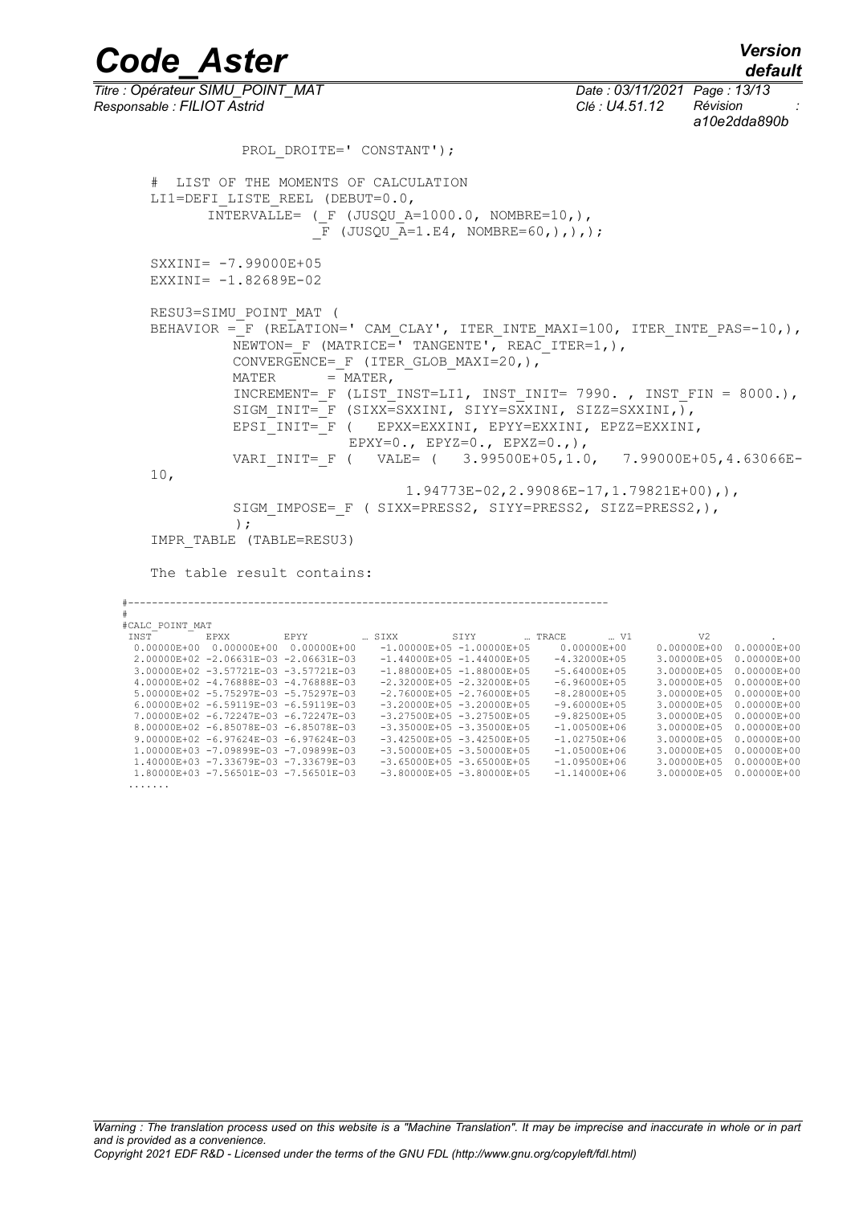```
            PROL_DROITE=' CONSTANT');

# LIST OF THE MOMENTS OF CALCULATION
LI1=DEFI_LISTE_REEL (DEBUT=0.0,
       INTERVALLE= (_F (JUSQU_A=1000.0, NOMBRE=10,),
                    _F (JUSQU_A=1.E4, NOMBRE=60,),),);

SXXINI= -7.99000E+05
EXXINI= -1.82689E-02

RESU3=SIMU_POINT_MAT (
BEHAVIOR =_F (RELATION=' CAM_CLAY', ITER_INTE_MAXI=100, ITER_INTE_PAS=-10,),
          NEWTON=_F (MATRICE=' TANGENTE', REAC_ITER=1,),
          CONVERGENCE=_F (ITER_GLOB_MAXI=20,),
          MATER      = MATER,
          INCREMENT=_F (LIST_INST=LI1, INST_INIT= 7990. , INST_FIN = 8000.),
          SIGM_INIT=_F (SIXX=SXXINI, SIYY=SXXINI, SIZZ=SXXINI,),
          EPSI_INIT=_F (   EPXX=EXXINI, EPYY=EXXINI, EPZZ=EXXINI,
                        EPXY=0., EPYZ=0., EPXZ=0.,),
          VARI_INIT=_F (   VALE= (   3.99500E+05,1.0,   7.99000E+05,4.63066E-
10,
                             1.94773E-02,2.99086E-17,1.79821E+00),),
          SIGM_IMPOSE=_F ( SIXX=PRESS2, SIYY=PRESS2, SIZZ=PRESS2,),
          );
IMPR_TABLE (TABLE=RESU3)
```

The table result contains:

```
#------------------------------------------------------------------------------
#
#CALC_POINT_MAT
 INST          EPXX          EPYY        … SIXX          SIYY         … TRACE       … V1           V2          .
 0.00000E+00  0.00000E+00  0.00000E+00    -1.00000E+05 -1.00000E+05    0.00000E+00    0.00000E+00  0.00000E+00
 2.00000E+02 -2.06631E-03 -2.06631E-03    -1.44000E+05 -1.44000E+05   -4.32000E+05    3.00000E+05  0.00000E+00
 3.00000E+02 -3.57721E-03 -3.57721E-03    -1.88000E+05 -1.88000E+05   -5.64000E+05    3.00000E+05  0.00000E+00
 4.00000E+02 -4.76888E-03 -4.76888E-03    -2.32000E+05 -2.32000E+05   -6.96000E+05    3.00000E+05  0.00000E+00
 5.00000E+02 -5.75297E-03 -5.75297E-03    -2.76000E+05 -2.76000E+05   -8.28000E+05    3.00000E+05  0.00000E+00
 6.00000E+02 -6.59119E-03 -6.59119E-03    -3.20000E+05 -3.20000E+05   -9.60000E+05    3.00000E+05  0.00000E+00
 7.00000E+02 -6.72247E-03 -6.72247E-03    -3.27500E+05 -3.27500E+05   -9.82500E+05    3.00000E+05  0.00000E+00
 8.00000E+02 -6.85078E-03 -6.85078E-03    -3.35000E+05 -3.35000E+05   -1.00500E+06    3.00000E+05  0.00000E+00
 9.00000E+02 -6.97624E-03 -6.97624E-03    -3.42500E+05 -3.42500E+05   -1.02750E+06    3.00000E+05  0.00000E+00
 1.00000E+03 -7.09899E-03 -7.09899E-03    -3.50000E+05 -3.50000E+05   -1.05000E+06    3.00000E+05  0.00000E+00
 1.40000E+03 -7.33679E-03 -7.33679E-03    -3.65000E+05 -3.65000E+05   -1.09500E+06    3.00000E+05  0.00000E+00
 1.80000E+03 -7.56501E-03 -7.56501E-03    -3.80000E+05 -3.80000E+05   -1.14000E+06    3.00000E+05  0.00000E+00
 .......
```